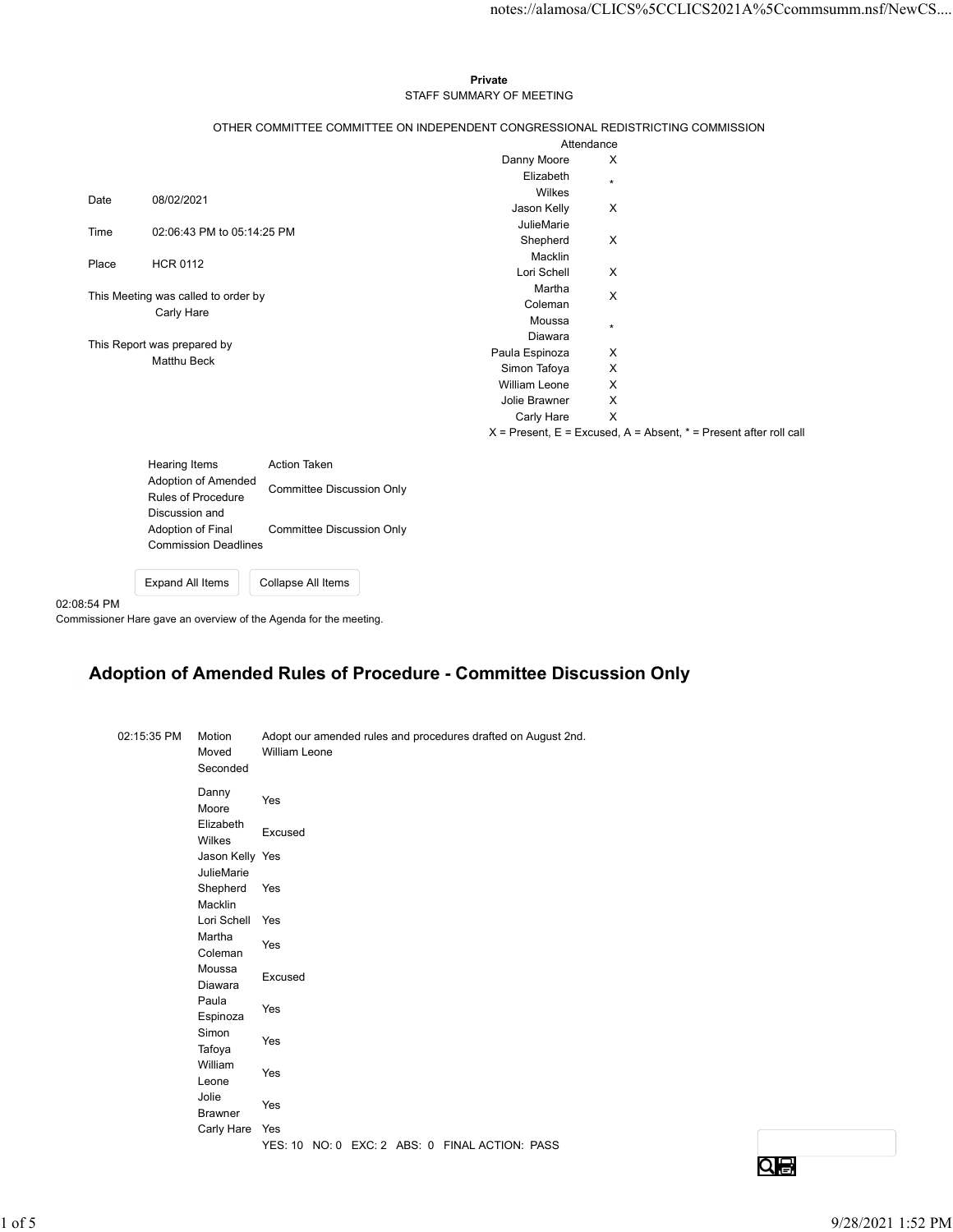**Private**
STAFF SUMMARY OF MEETING

OTHER COMMITTEE COMMITTEE ON INDEPENDENT CONGRESSIONAL REDISTRICTING COMMISSION

| | |
|---|---|
| Date | 08/02/2021 |
| Time | 02:06:43 PM to 05:14:25 PM |
| Place | HCR 0112 |

This Meeting was called to order by
Carly Hare

This Report was prepared by
Matthu Beck

| | Attendance |
|---|---|
| Danny Moore | X |
| Elizabeth Wilkes | * |
| Jason Kelly | X |
| JulieMarie Shepherd Macklin | X |
| Lori Schell | X |
| Martha Coleman | X |
| Moussa Diawara | * |
| Paula Espinoza | X |
| Simon Tafoya | X |
| William Leone | X |
| Jolie Brawner | X |
| Carly Hare | X |

X = Present, E = Excused, A = Absent, * = Present after roll call

| Hearing Items | Action Taken |
|---|---|
| Adoption of Amended Rules of Procedure | Committee Discussion Only |
| Discussion and Adoption of Final Commission Deadlines | Committee Discussion Only |

02:08:54 PM
Commissioner Hare gave an overview of the Agenda for the meeting.

## Adoption of Amended Rules of Procedure - Committee Discussion Only

| | | |
|---|---|---|
| 02:15:35 PM | Motion | Adopt our amended rules and procedures drafted on August 2nd. |
| | Moved | William Leone |
| | Seconded | |
| | Danny Moore | Yes |
| | Elizabeth Wilkes | Excused |
| | Jason Kelly | Yes |
| | JulieMarie Shepherd Macklin | Yes |
| | Lori Schell | Yes |
| | Martha Coleman | Yes |
| | Moussa Diawara | Excused |
| | Paula Espinoza | Yes |
| | Simon Tafoya | Yes |
| | William Leone | Yes |
| | Jolie Brawner | Yes |
| | Carly Hare | Yes |
| | | YES: 10 NO: 0 EXC: 2 ABS: 0 FINAL ACTION: PASS |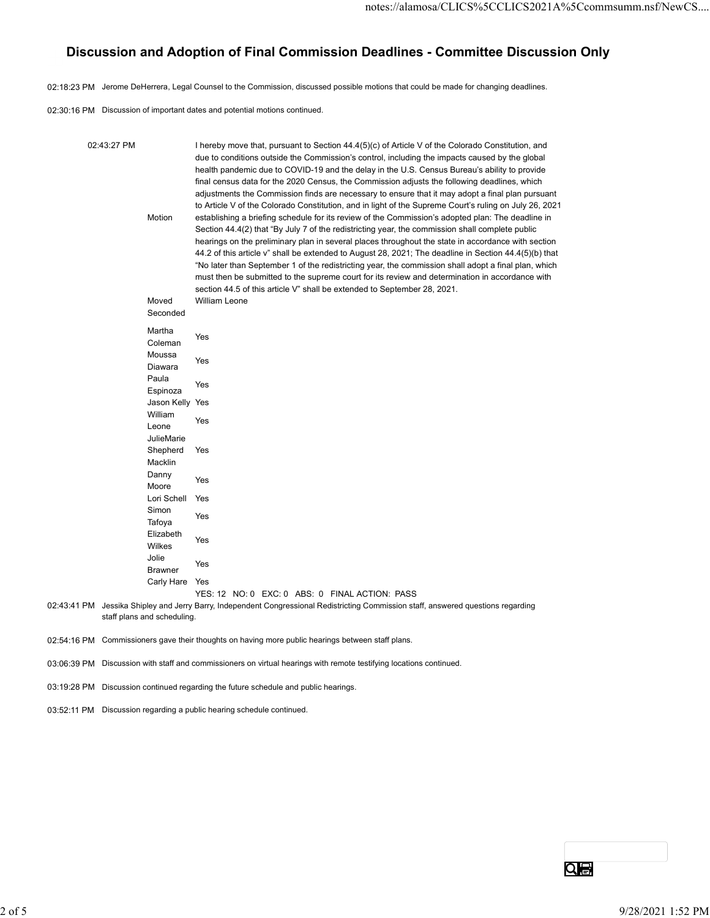## Discussion and Adoption of Final Commission Deadlines - Committee Discussion Only

02:18:23 PM Jerome DeHerrera, Legal Counsel to the Commission, discussed possible motions that could be made for changing deadlines.

02:30:16 PM Discussion of important dates and potential motions continued.

| 02:43:27 PM | | |
|---|---|---|
| | Motion | I hereby move that, pursuant to Section 44.4(5)(c) of Article V of the Colorado Constitution, and due to conditions outside the Commission's control, including the impacts caused by the global health pandemic due to COVID-19 and the delay in the U.S. Census Bureau's ability to provide final census data for the 2020 Census, the Commission adjusts the following deadlines, which adjustments the Commission finds are necessary to ensure that it may adopt a final plan pursuant to Article V of the Colorado Constitution, and in light of the Supreme Court's ruling on July 26, 2021 establishing a briefing schedule for its review of the Commission's adopted plan: The deadline in Section 44.4(2) that "By July 7 of the redistricting year, the commission shall complete public hearings on the preliminary plan in several places throughout the state in accordance with section 44.2 of this article v" shall be extended to August 28, 2021; The deadline in Section 44.4(5)(b) that "No later than September 1 of the redistricting year, the commission shall adopt a final plan, which must then be submitted to the supreme court for its review and determination in accordance with section 44.5 of this article V" shall be extended to September 28, 2021. |
| | Moved | William Leone |
| | Seconded | |
| | Martha Coleman | Yes |
| | Moussa Diawara | Yes |
| | Paula Espinoza | Yes |
| | Jason Kelly | Yes |
| | William Leone | Yes |
| | JulieMarie Shepherd Macklin | Yes |
| | Danny Moore | Yes |
| | Lori Schell | Yes |
| | Simon Tafoya | Yes |
| | Elizabeth Wilkes | Yes |
| | Jolie Brawner | Yes |
| | Carly Hare | Yes |
| | | YES: 12 NO: 0 EXC: 0 ABS: 0 FINAL ACTION: PASS |

02:43:41 PM Jessika Shipley and Jerry Barry, Independent Congressional Redistricting Commission staff, answered questions regarding staff plans and scheduling.

02:54:16 PM Commissioners gave their thoughts on having more public hearings between staff plans.

03:06:39 PM Discussion with staff and commissioners on virtual hearings with remote testifying locations continued.

03:19:28 PM Discussion continued regarding the future schedule and public hearings.

03:52:11 PM Discussion regarding a public hearing schedule continued.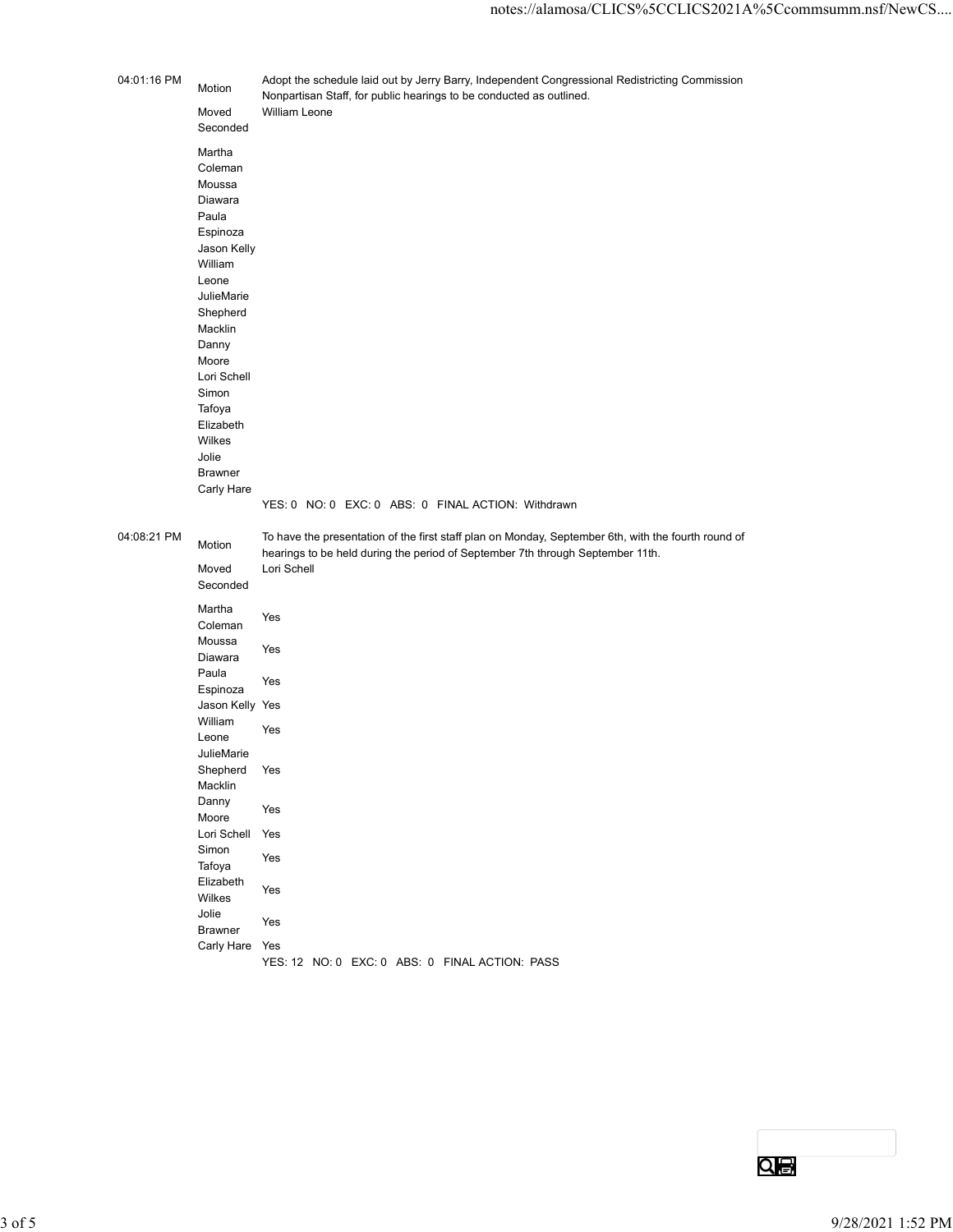| 04:01:16 PM | Motion | Adopt the schedule laid out by Jerry Barry, Independent Congressional Redistricting Commission Nonpartisan Staff, for public hearings to be conducted as outlined. |
|---|---|---|
| | Moved | William Leone |
| | Seconded | |
| | Martha Coleman | |
| | Moussa Diawara | |
| | Paula Espinoza | |
| | Jason Kelly | |
| | William Leone | |
| | JulieMarie Shepherd Macklin | |
| | Danny Moore | |
| | Lori Schell | |
| | Simon Tafoya | |
| | Elizabeth Wilkes | |
| | Jolie Brawner | |
| | Carly Hare | |
| | | YES: 0 NO: 0 EXC: 0 ABS: 0 FINAL ACTION: Withdrawn |

| 04:08:21 PM | Motion | To have the presentation of the first staff plan on Monday, September 6th, with the fourth round of hearings to be held during the period of September 7th through September 11th. |
|---|---|---|
| | Moved | Lori Schell |
| | Seconded | |
| | Martha Coleman | Yes |
| | Moussa Diawara | Yes |
| | Paula Espinoza | Yes |
| | Jason Kelly | Yes |
| | William Leone | Yes |
| | JulieMarie Shepherd Macklin | Yes |
| | Danny Moore | Yes |
| | Lori Schell | Yes |
| | Simon Tafoya | Yes |
| | Elizabeth Wilkes | Yes |
| | Jolie Brawner | Yes |
| | Carly Hare | Yes |
| | | YES: 12 NO: 0 EXC: 0 ABS: 0 FINAL ACTION: PASS |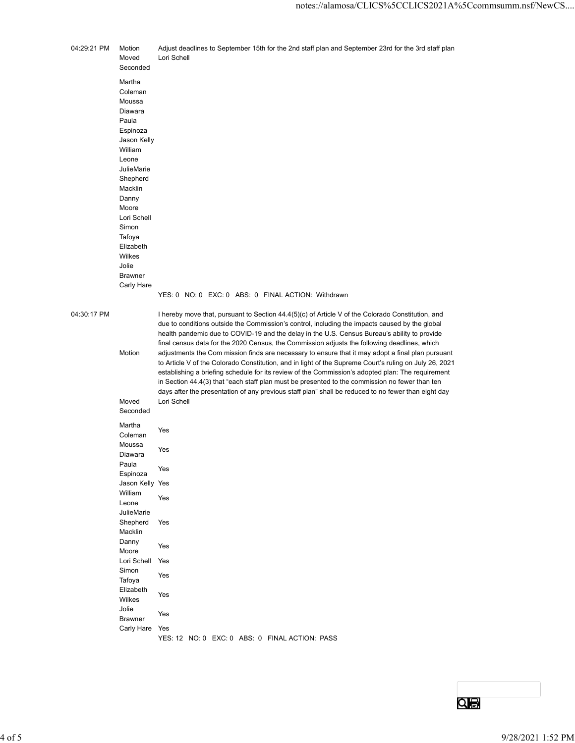| | | |
|---|---|---|
| 04:29:21 PM | Motion | Adjust deadlines to September 15th for the 2nd staff plan and September 23rd for the 3rd staff plan |
| | Moved | Lori Schell |
| | Seconded | |
| | Martha Coleman | |
| | Moussa Diawara | |
| | Paula Espinoza | |
| | Jason Kelly | |
| | William Leone | |
| | JulieMarie Shepherd Macklin | |
| | Danny Moore | |
| | Lori Schell | |
| | Simon Tafoya | |
| | Elizabeth Wilkes | |
| | Jolie Brawner | |
| | Carly Hare | |
| | | YES: 0 NO: 0 EXC: 0 ABS: 0 FINAL ACTION: Withdrawn |

| | | |
|---|---|---|
| 04:30:17 PM | Motion | I hereby move that, pursuant to Section 44.4(5)(c) of Article V of the Colorado Constitution, and due to conditions outside the Commission's control, including the impacts caused by the global health pandemic due to COVID-19 and the delay in the U.S. Census Bureau's ability to provide final census data for the 2020 Census, the Commission adjusts the following deadlines, which adjustments the Com mission finds are necessary to ensure that it may adopt a final plan pursuant to Article V of the Colorado Constitution, and in light of the Supreme Court's ruling on July 26, 2021 establishing a briefing schedule for its review of the Commission's adopted plan: The requirement in Section 44.4(3) that "each staff plan must be presented to the commission no fewer than ten days after the presentation of any previous staff plan" shall be reduced to no fewer than eight day |
| | Moved | Lori Schell |
| | Seconded | |
| | Martha Coleman | Yes |
| | Moussa Diawara | Yes |
| | Paula Espinoza | Yes |
| | Jason Kelly | Yes |
| | William Leone | Yes |
| | JulieMarie Shepherd Macklin | Yes |
| | Danny Moore | Yes |
| | Lori Schell | Yes |
| | Simon Tafoya | Yes |
| | Elizabeth Wilkes | Yes |
| | Jolie Brawner | Yes |
| | Carly Hare | Yes |
| | | YES: 12 NO: 0 EXC: 0 ABS: 0 FINAL ACTION: PASS |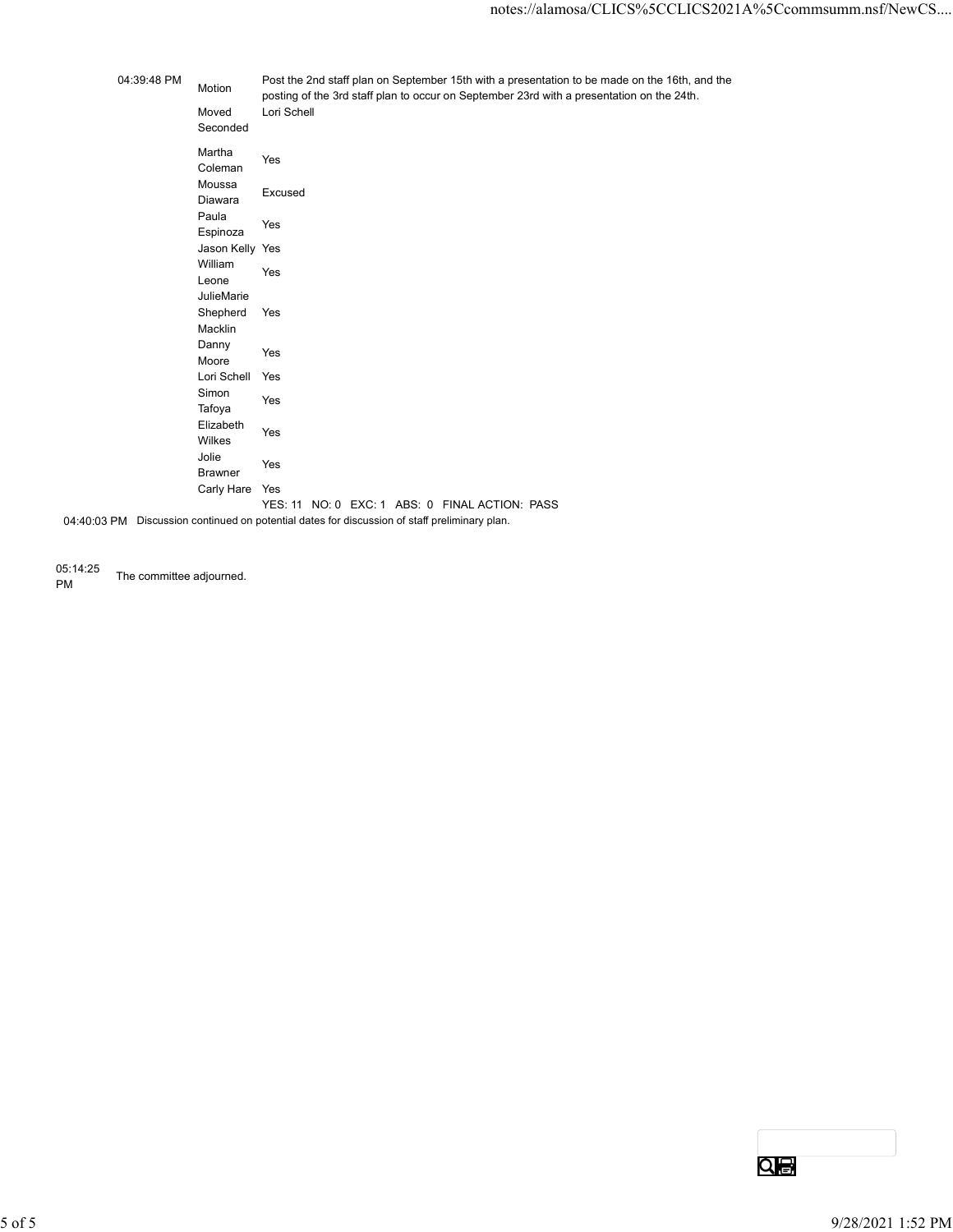| | | |
|---|---|---|
| 04:39:48 PM | Motion | Post the 2nd staff plan on September 15th with a presentation to be made on the 16th, and the posting of the 3rd staff plan to occur on September 23rd with a presentation on the 24th. |
| | Moved | Lori Schell |
| | Seconded | |
| | Martha Coleman | Yes |
| | Moussa Diawara | Excused |
| | Paula Espinoza | Yes |
| | Jason Kelly | Yes |
| | William Leone | Yes |
| | JulieMarie Shepherd Macklin | Yes |
| | Danny Moore | Yes |
| | Lori Schell | Yes |
| | Simon Tafoya | Yes |
| | Elizabeth Wilkes | Yes |
| | Jolie Brawner | Yes |
| | Carly Hare | Yes |
| | | YES: 11 NO: 0 EXC: 1 ABS: 0 FINAL ACTION: PASS |

04:40:03 PM Discussion continued on potential dates for discussion of staff preliminary plan.

05:14:25 PM The committee adjourned.